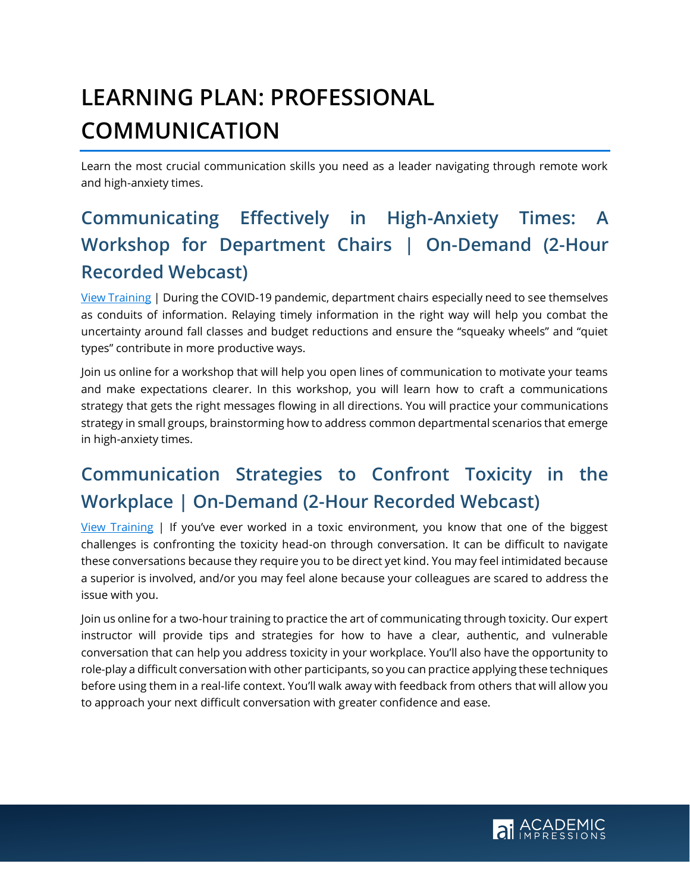# LEARNING PLAN: PROFESSIONAL COMMUNICATION

Learn the most crucial communication skills you need as a leader navigating through remote work and high-anxiety times.

## Communicating Effectively in High-Anxiety Times: A Workshop for Department Chairs | On-Demand (2-Hour Recorded Webcast)

View Training | During the COVID-19 pandemic, department chairs especially need to see themselves as conduits of information. Relaying timely information in the right way will help you combat the uncertainty around fall classes and budget reductions and ensure the "squeaky wheels" and "quiet types" contribute in more productive ways.

Join us online for a workshop that will help you open lines of communication to motivate your teams and make expectations clearer. In this workshop, you will learn how to craft a communications strategy that gets the right messages flowing in all directions. You will practice your communications strategy in small groups, brainstorming how to address common departmental scenarios that emerge in high-anxiety times.

## Communication Strategies to Confront Toxicity in the Workplace | On-Demand (2-Hour Recorded Webcast)

View Training | If you've ever worked in a toxic environment, you know that one of the biggest challenges is confronting the toxicity head-on through conversation. It can be difficult to navigate these conversations because they require you to be direct yet kind. You may feel intimidated because a superior is involved, and/or you may feel alone because your colleagues are scared to address the issue with you.

Join us online for a two-hour training to practice the art of communicating through toxicity. Our expert instructor will provide tips and strategies for how to have a clear, authentic, and vulnerable conversation that can help you address toxicity in your workplace. You'll also have the opportunity to role-play a difficult conversation with other participants, so you can practice applying these techniques before using them in a real-life context. You'll walk away with feedback from others that will allow you to approach your next difficult conversation with greater confidence and ease.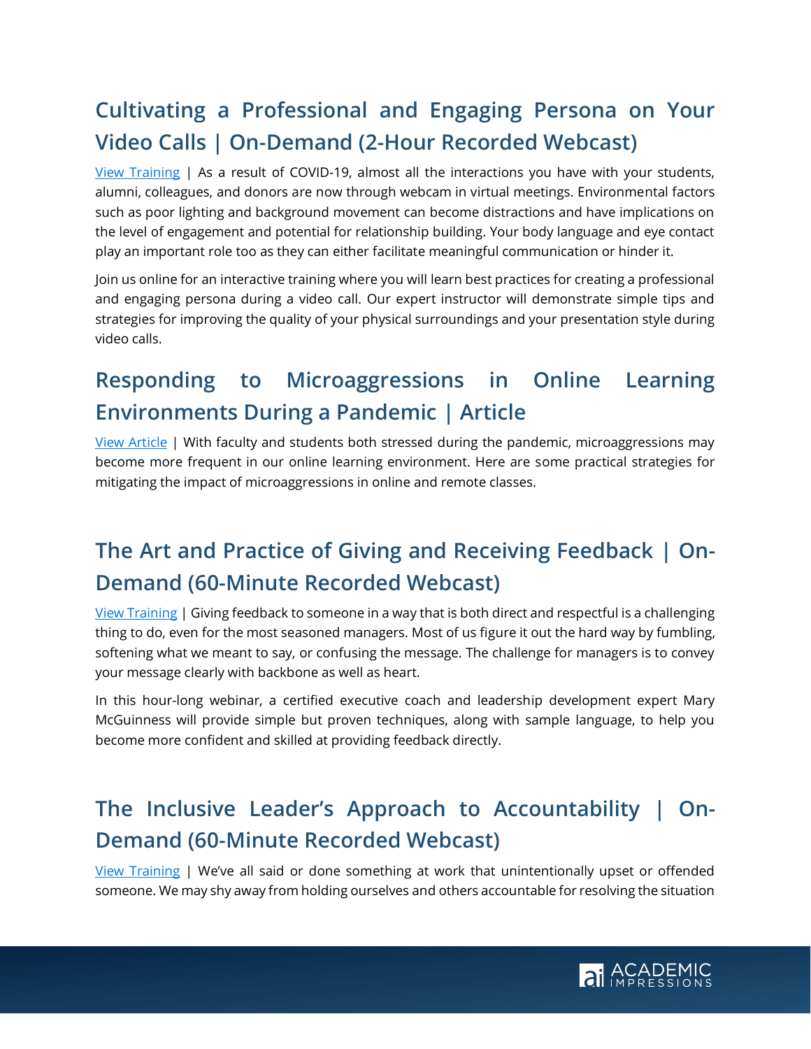## Cultivating a Professional and Engaging Persona on Your Video Calls | On-Demand (2-Hour Recorded Webcast)

View Training | As a result of COVID-19, almost all the interactions you have with your students, alumni, colleagues, and donors are now through webcam in virtual meetings. Environmental factors such as poor lighting and background movement can become distractions and have implications on the level of engagement and potential for relationship building. Your body language and eye contact play an important role too as they can either facilitate meaningful communication or hinder it.

Join us online for an interactive training where you will learn best practices for creating a professional and engaging persona during a video call. Our expert instructor will demonstrate simple tips and strategies for improving the quality of your physical surroundings and your presentation style during video calls.

## Responding to Microaggressions in Online Learning Environments During a Pandemic | Article

View Article | With faculty and students both stressed during the pandemic, microaggressions may become more frequent in our online learning environment. Here are some practical strategies for mitigating the impact of microaggressions in online and remote classes.

## The Art and Practice of Giving and Receiving Feedback | On-Demand (60-Minute Recorded Webcast)

View Training | Giving feedback to someone in a way that is both direct and respectful is a challenging thing to do, even for the most seasoned managers. Most of us figure it out the hard way by fumbling, softening what we meant to say, or confusing the message. The challenge for managers is to convey your message clearly with backbone as well as heart.

In this hour-long webinar, a certified executive coach and leadership development expert Mary McGuinness will provide simple but proven techniques, along with sample language, to help you become more confident and skilled at providing feedback directly.

## The Inclusive Leader's Approach to Accountability | On-Demand (60-Minute Recorded Webcast)

View Training | We've all said or done something at work that unintentionally upset or offended someone. We may shy away from holding ourselves and others accountable for resolving the situation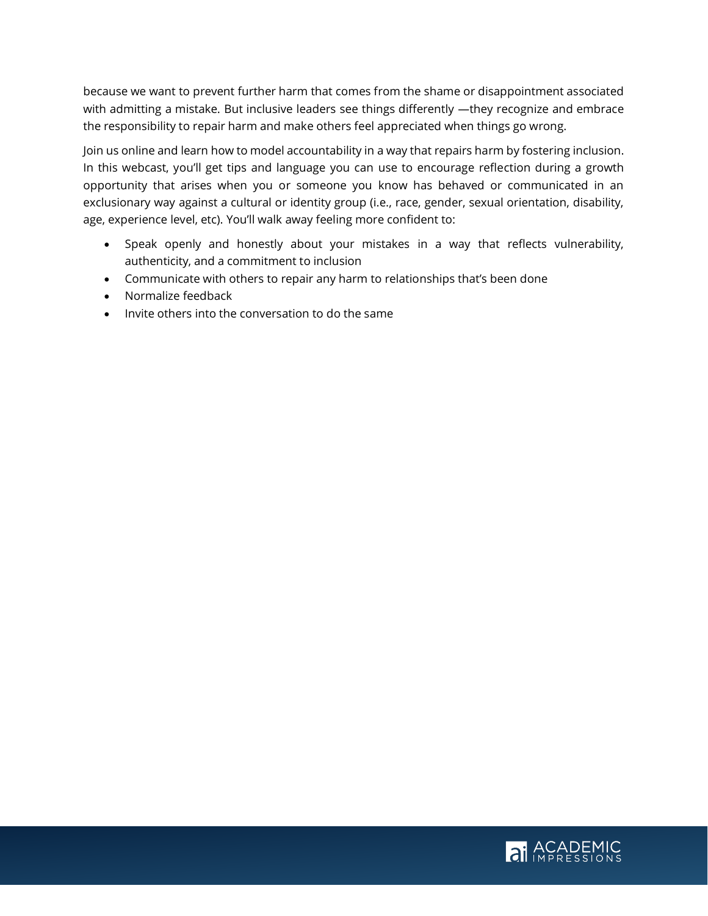because we want to prevent further harm that comes from the shame or disappointment associated with admitting a mistake. But inclusive leaders see things differently —they recognize and embrace the responsibility to repair harm and make others feel appreciated when things go wrong.

Join us online and learn how to model accountability in a way that repairs harm by fostering inclusion. In this webcast, you'll get tips and language you can use to encourage reflection during a growth opportunity that arises when you or someone you know has behaved or communicated in an exclusionary way against a cultural or identity group (i.e., race, gender, sexual orientation, disability, age, experience level, etc). You'll walk away feeling more confident to:

- Speak openly and honestly about your mistakes in a way that reflects vulnerability, authenticity, and a commitment to inclusion
- Communicate with others to repair any harm to relationships that's been done
- Normalize feedback
- Invite others into the conversation to do the same